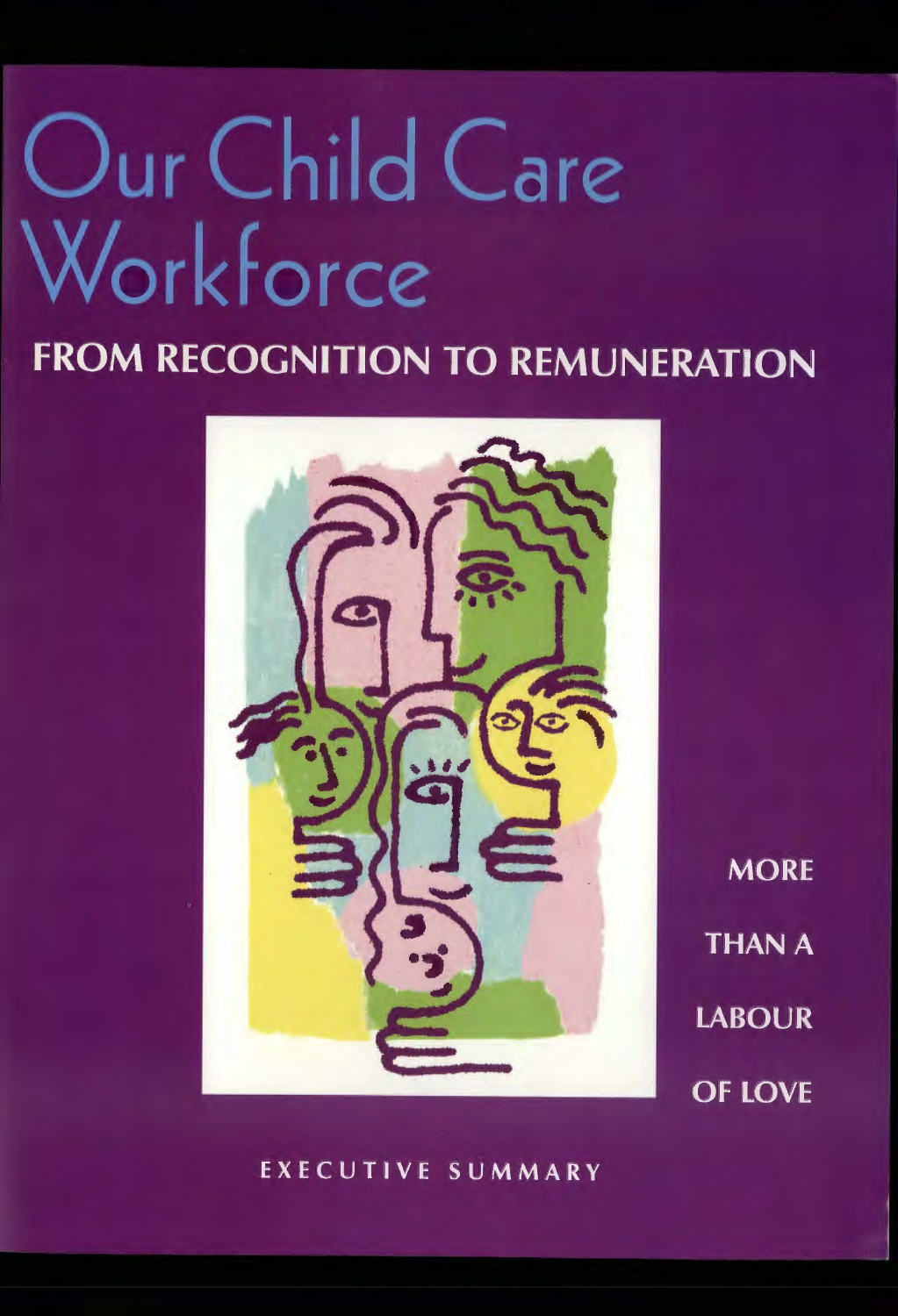# Our Child Care Workforce

## FROM RECOGNITION TO REMUNERATION

MORE THAN A LABOUR OF LOVE

EXECUTIVE SUMMARY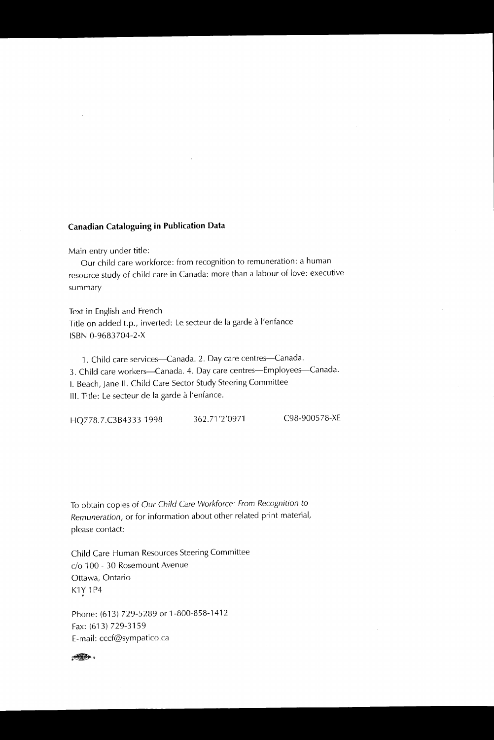**Canadian Cataloguing in Publication Data**

Main entry under title:

Our child care workforce: from recognition to remuneration: a human resource study of child care in Canada: more than a labour of love: executive summary

Text in English and French
Title on added t.p., inverted: Le secteur de la garde à l'enfance
ISBN 0-9683704-2-X

1. Child care services—Canada. 2. Day care centres—Canada.
3. Child care workers—Canada. 4. Day care centres—Employees—Canada.
I. Beach, Jane II. Child Care Sector Study Steering Committee
III. Title: Le secteur de la garde à l'enfance.

HQ778.7.C3B4333 1998 362.71'2'0971 C98-900578-XE

To obtain copies of *Our Child Care Workforce: From Recognition to Remuneration*, or for information about other related print material, please contact:

Child Care Human Resources Steering Committee
c/o 100 - 30 Rosemount Avenue
Ottawa, Ontario
K1Y 1P4

Phone: (613) 729-5289 or 1-800-858-1412
Fax: (613) 729-3159
E-mail: cccf@sympatico.ca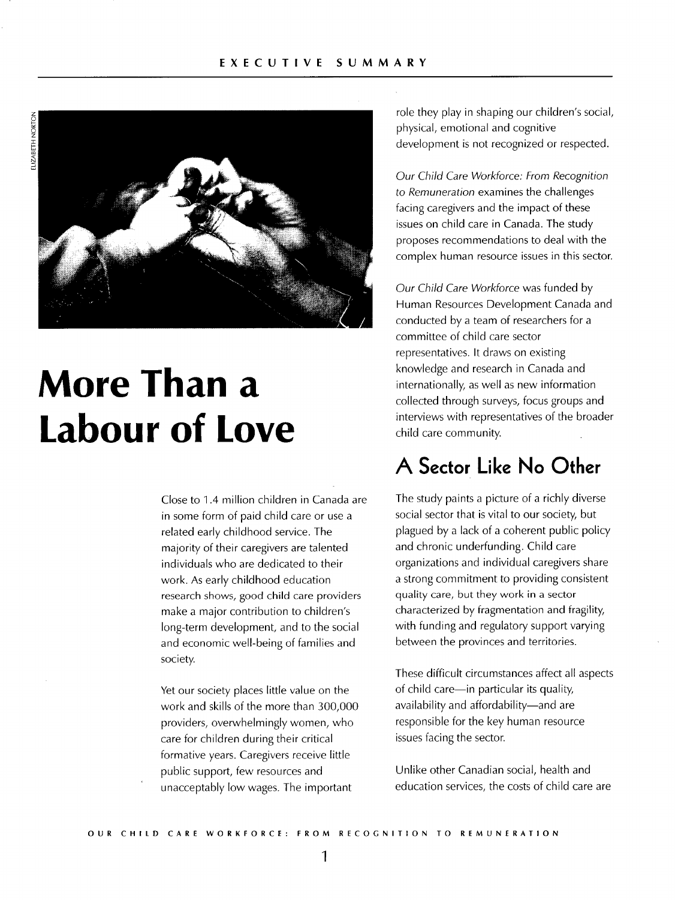# More Than a Labour of Love

Close to 1.4 million children in Canada are in some form of paid child care or use a related early childhood service. The majority of their caregivers are talented individuals who are dedicated to their work. As early childhood education research shows, good child care providers make a major contribution to children's long-term development, and to the social and economic well-being of families and society.

Yet our society places little value on the work and skills of the more than 300,000 providers, overwhelmingly women, who care for children during their critical formative years. Caregivers receive little public support, few resources and unacceptably low wages. The important role they play in shaping our children's social, physical, emotional and cognitive development is not recognized or respected.

*Our Child Care Workforce: From Recognition to Remuneration* examines the challenges facing caregivers and the impact of these issues on child care in Canada. The study proposes recommendations to deal with the complex human resource issues in this sector.

*Our Child Care Workforce* was funded by Human Resources Development Canada and conducted by a team of researchers for a committee of child care sector representatives. It draws on existing knowledge and research in Canada and internationally, as well as new information collected through surveys, focus groups and interviews with representatives of the broader child care community.

## A Sector Like No Other

The study paints a picture of a richly diverse social sector that is vital to our society, but plagued by a lack of a coherent public policy and chronic underfunding. Child care organizations and individual caregivers share a strong commitment to providing consistent quality care, but they work in a sector characterized by fragmentation and fragility, with funding and regulatory support varying between the provinces and territories.

These difficult circumstances affect all aspects of child care—in particular its quality, availability and affordability—and are responsible for the key human resource issues facing the sector.

Unlike other Canadian social, health and education services, the costs of child care are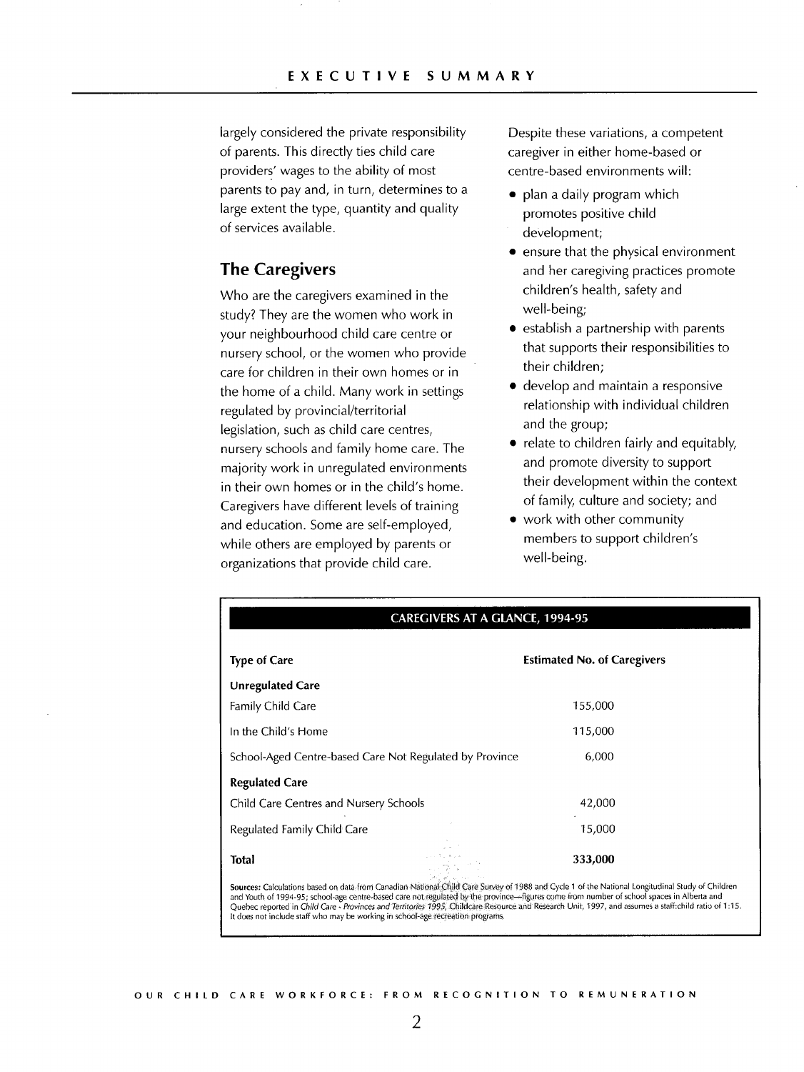largely considered the private responsibility of parents. This directly ties child care providers' wages to the ability of most parents to pay and, in turn, determines to a large extent the type, quantity and quality of services available.

## The Caregivers

Who are the caregivers examined in the study? They are the women who work in your neighbourhood child care centre or nursery school, or the women who provide care for children in their own homes or in the home of a child. Many work in settings regulated by provincial/territorial legislation, such as child care centres, nursery schools and family home care. The majority work in unregulated environments in their own homes or in the child's home. Caregivers have different levels of training and education. Some are self-employed, while others are employed by parents or organizations that provide child care.

Despite these variations, a competent caregiver in either home-based or centre-based environments will:

- plan a daily program which promotes positive child development;
- ensure that the physical environment and her caregiving practices promote children's health, safety and well-being;
- establish a partnership with parents that supports their responsibilities to their children;
- develop and maintain a responsive relationship with individual children and the group;
- relate to children fairly and equitably, and promote diversity to support their development within the context of family, culture and society; and
- work with other community members to support children's well-being.

**CAREGIVERS AT A GLANCE, 1994-95**

| Type of Care | Estimated No. of Caregivers |
|---|---|
| **Unregulated Care** | |
| Family Child Care | 155,000 |
| In the Child's Home | 115,000 |
| School-Aged Centre-based Care Not Regulated by Province | 6,000 |
| **Regulated Care** | |
| Child Care Centres and Nursery Schools | 42,000 |
| Regulated Family Child Care | 15,000 |
| **Total** | **333,000** |

**Sources:** Calculations based on data from Canadian National Child Care Survey of 1988 and Cycle 1 of the National Longitudinal Study of Children and Youth of 1994-95; school-age centre-based care not regulated by the province—figures come from number of school spaces in Alberta and Quebec reported in *Child Care - Provinces and Territories 1995*, Childcare Resource and Research Unit, 1997, and assumes a staff:child ratio of 1:15. It does not include staff who may be working in school-age recreation programs.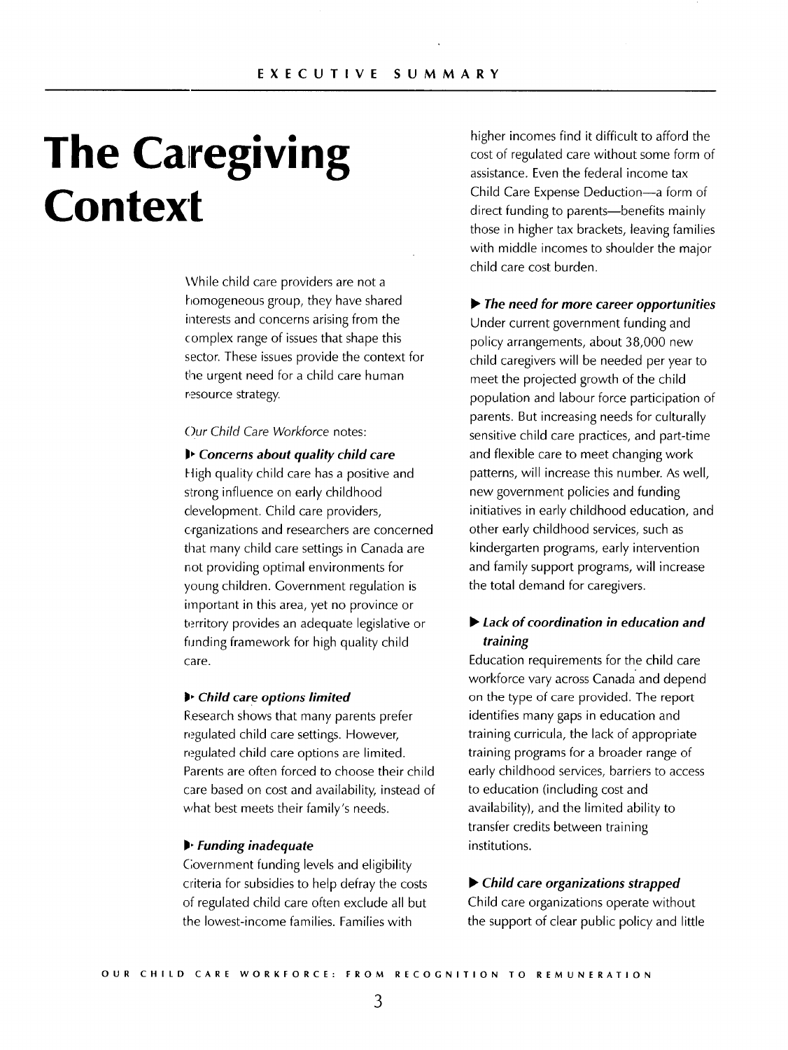# The Caregiving Context

While child care providers are not a homogeneous group, they have shared interests and concerns arising from the complex range of issues that shape this sector. These issues provide the context for the urgent need for a child care human resource strategy.

*Our Child Care Workforce* notes:

▸ ***Concerns about quality child care***
High quality child care has a positive and strong influence on early childhood development. Child care providers, organizations and researchers are concerned that many child care settings in Canada are not providing optimal environments for young children. Government regulation is important in this area, yet no province or territory provides an adequate legislative or funding framework for high quality child care.

▸ ***Child care options limited***
Research shows that many parents prefer regulated child care settings. However, regulated child care options are limited. Parents are often forced to choose their child care based on cost and availability, instead of what best meets their family's needs.

▸ ***Funding inadequate***
Government funding levels and eligibility criteria for subsidies to help defray the costs of regulated child care often exclude all but the lowest-income families. Families with higher incomes find it difficult to afford the cost of regulated care without some form of assistance. Even the federal income tax Child Care Expense Deduction—a form of direct funding to parents—benefits mainly those in higher tax brackets, leaving families with middle incomes to shoulder the major child care cost burden.

▸ ***The need for more career opportunities***
Under current government funding and policy arrangements, about 38,000 new child caregivers will be needed per year to meet the projected growth of the child population and labour force participation of parents. But increasing needs for culturally sensitive child care practices, and part-time and flexible care to meet changing work patterns, will increase this number. As well, new government policies and funding initiatives in early childhood education, and other early childhood services, such as kindergarten programs, early intervention and family support programs, will increase the total demand for caregivers.

▸ ***Lack of coordination in education and training***
Education requirements for the child care workforce vary across Canada and depend on the type of care provided. The report identifies many gaps in education and training curricula, the lack of appropriate training programs for a broader range of early childhood services, barriers to access to education (including cost and availability), and the limited ability to transfer credits between training institutions.

▸ ***Child care organizations strapped***
Child care organizations operate without the support of clear public policy and little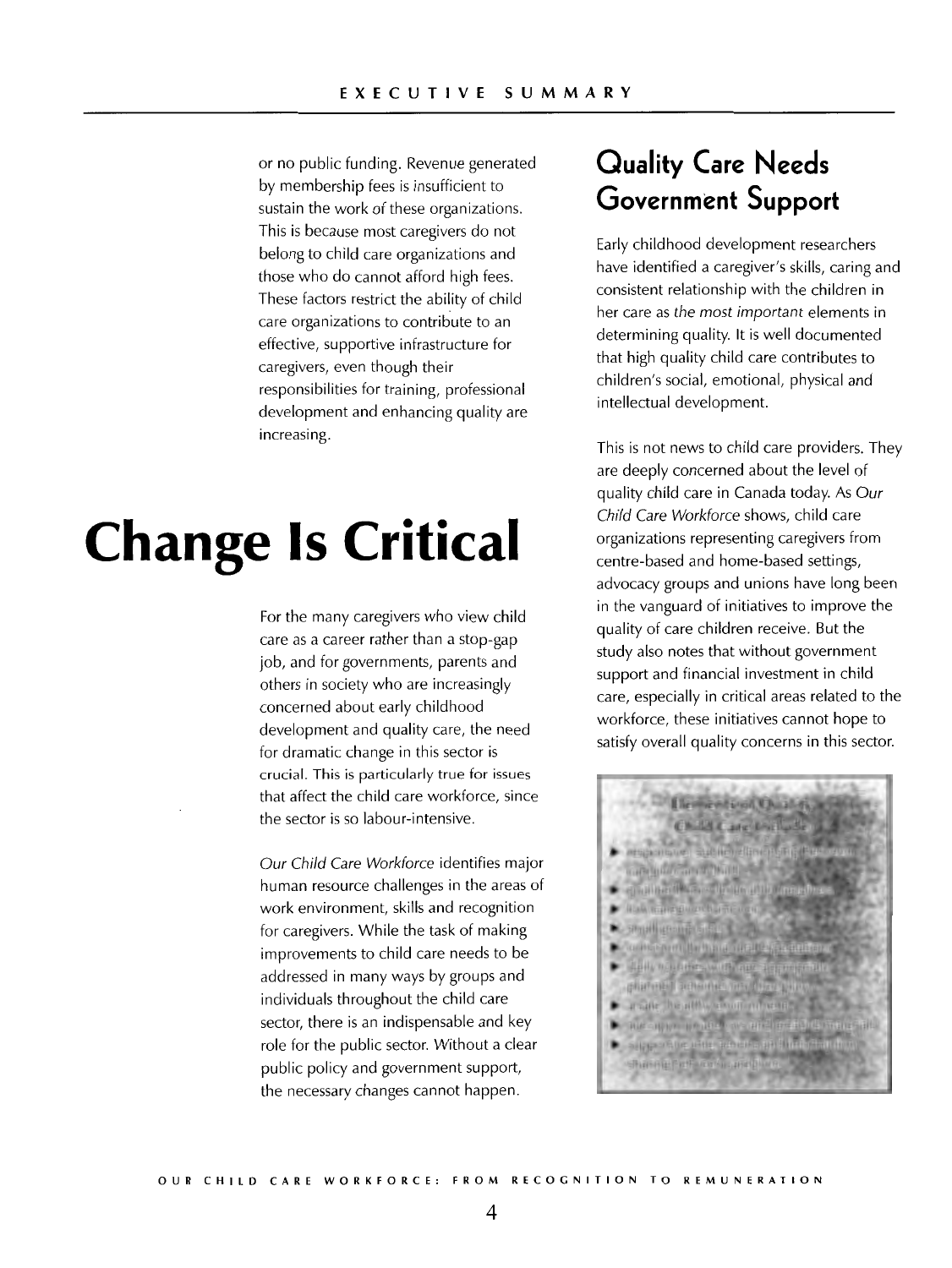or no public funding. Revenue generated by membership fees is insufficient to sustain the work of these organizations. This is because most caregivers do not belong to child care organizations and those who do cannot afford high fees. These factors restrict the ability of child care organizations to contribute to an effective, supportive infrastructure for caregivers, even though their responsibilities for training, professional development and enhancing quality are increasing.

# Change Is Critical

For the many caregivers who view child care as a career rather than a stop-gap job, and for governments, parents and others in society who are increasingly concerned about early childhood development and quality care, the need for dramatic change in this sector is crucial. This is particularly true for issues that affect the child care workforce, since the sector is so labour-intensive.

*Our Child Care Workforce* identifies major human resource challenges in the areas of work environment, skills and recognition for caregivers. While the task of making improvements to child care needs to be addressed in many ways by groups and individuals throughout the child care sector, there is an indispensable and key role for the public sector. Without a clear public policy and government support, the necessary changes cannot happen.

## Quality Care Needs Government Support

Early childhood development researchers have identified a caregiver's skills, caring and consistent relationship with the children in her care as *the most important* elements in determining quality. It is well documented that high quality child care contributes to children's social, emotional, physical and intellectual development.

This is not news to child care providers. They are deeply concerned about the level of quality child care in Canada today. As *Our Child Care Workforce* shows, child care organizations representing caregivers from centre-based and home-based settings, advocacy groups and unions have long been in the vanguard of initiatives to improve the quality of care children receive. But the study also notes that without government support and financial investment in child care, especially in critical areas related to the workforce, these initiatives cannot hope to satisfy overall quality concerns in this sector.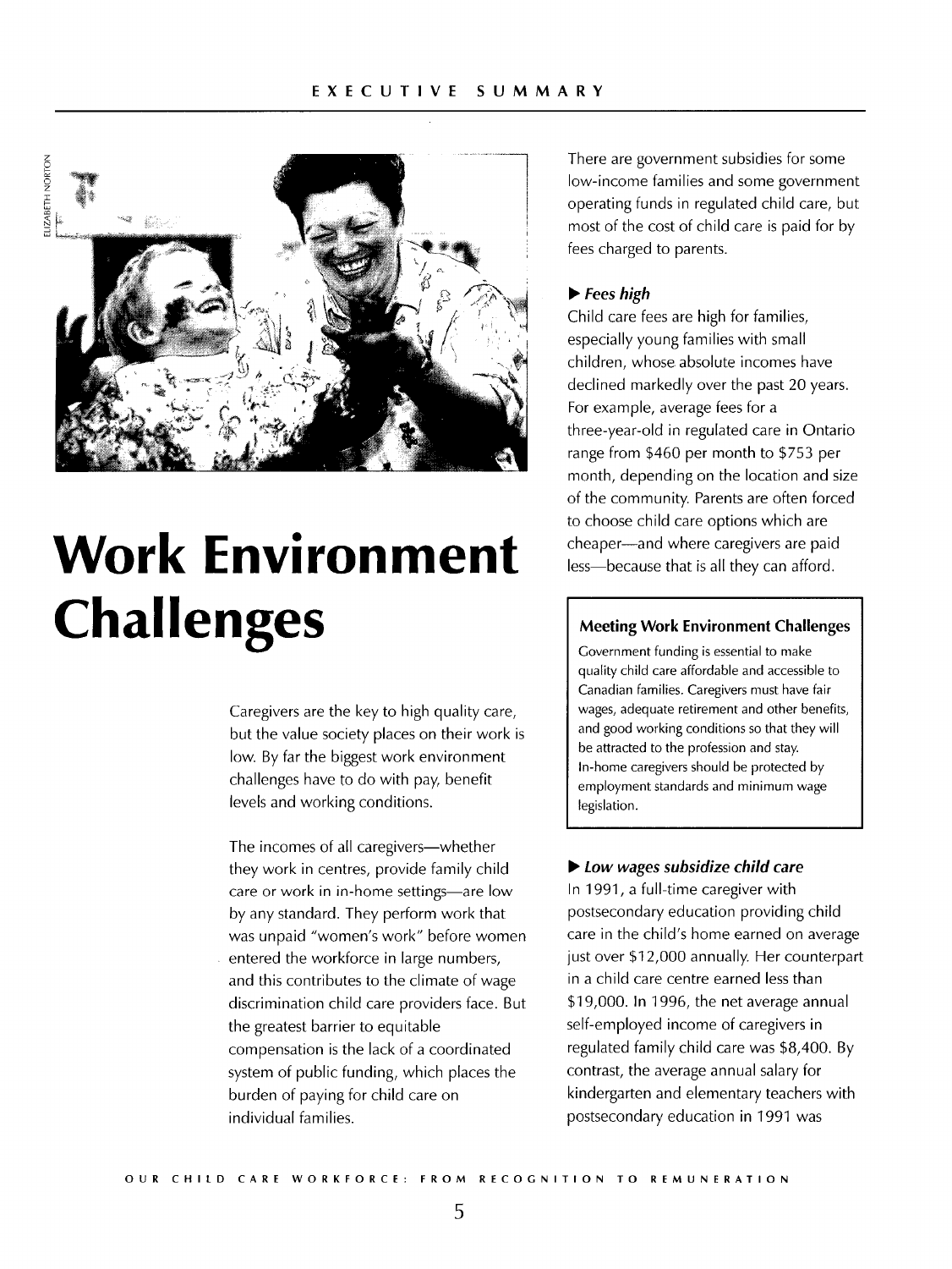# Work Environment Challenges

Caregivers are the key to high quality care, but the value society places on their work is low. By far the biggest work environment challenges have to do with pay, benefit levels and working conditions.

The incomes of all caregivers—whether they work in centres, provide family child care or work in in-home settings—are low by any standard. They perform work that was unpaid "women's work" before women entered the workforce in large numbers, and this contributes to the climate of wage discrimination child care providers face. But the greatest barrier to equitable compensation is the lack of a coordinated system of public funding, which places the burden of paying for child care on individual families.

There are government subsidies for some low-income families and some government operating funds in regulated child care, but most of the cost of child care is paid for by fees charged to parents.

### ▶ *Fees high*

Child care fees are high for families, especially young families with small children, whose absolute incomes have declined markedly over the past 20 years. For example, average fees for a three-year-old in regulated care in Ontario range from $460 per month to $753 per month, depending on the location and size of the community. Parents are often forced to choose child care options which are cheaper—and where caregivers are paid less—because that is all they can afford.

> **Meeting Work Environment Challenges**
>
> Government funding is essential to make quality child care affordable and accessible to Canadian families. Caregivers must have fair wages, adequate retirement and other benefits, and good working conditions so that they will be attracted to the profession and stay. In-home caregivers should be protected by employment standards and minimum wage legislation.

### ▶ *Low wages subsidize child care*

In 1991, a full-time caregiver with postsecondary education providing child care in the child's home earned on average just over $12,000 annually. Her counterpart in a child care centre earned less than $19,000. In 1996, the net average annual self-employed income of caregivers in regulated family child care was $8,400. By contrast, the average annual salary for kindergarten and elementary teachers with postsecondary education in 1991 was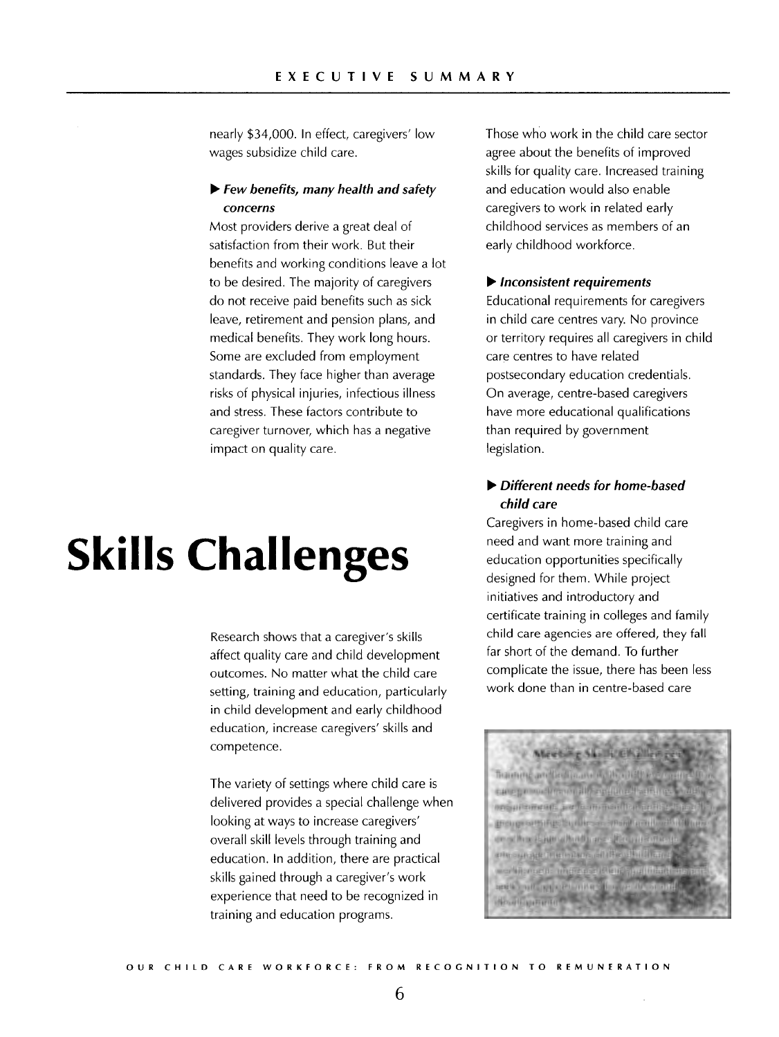nearly $34,000. In effect, caregivers' low wages subsidize child care.

▶ ***Few benefits, many health and safety concerns***

Most providers derive a great deal of satisfaction from their work. But their benefits and working conditions leave a lot to be desired. The majority of caregivers do not receive paid benefits such as sick leave, retirement and pension plans, and medical benefits. They work long hours. Some are excluded from employment standards. They face higher than average risks of physical injuries, infectious illness and stress. These factors contribute to caregiver turnover, which has a negative impact on quality care.

# Skills Challenges

Research shows that a caregiver's skills affect quality care and child development outcomes. No matter what the child care setting, training and education, particularly in child development and early childhood education, increase caregivers' skills and competence.

The variety of settings where child care is delivered provides a special challenge when looking at ways to increase caregivers' overall skill levels through training and education. In addition, there are practical skills gained through a caregiver's work experience that need to be recognized in training and education programs.

Those who work in the child care sector agree about the benefits of improved skills for quality care. Increased training and education would also enable caregivers to work in related early childhood services as members of an early childhood workforce.

▶ ***Inconsistent requirements***

Educational requirements for caregivers in child care centres vary. No province or territory requires all caregivers in child care centres to have related postsecondary education credentials. On average, centre-based caregivers have more educational qualifications than required by government legislation.

▶ ***Different needs for home-based child care***

Caregivers in home-based child care need and want more training and education opportunities specifically designed for them. While project initiatives and introductory and certificate training in colleges and family child care agencies are offered, they fall far short of the demand. To further complicate the issue, there has been less work done than in centre-based care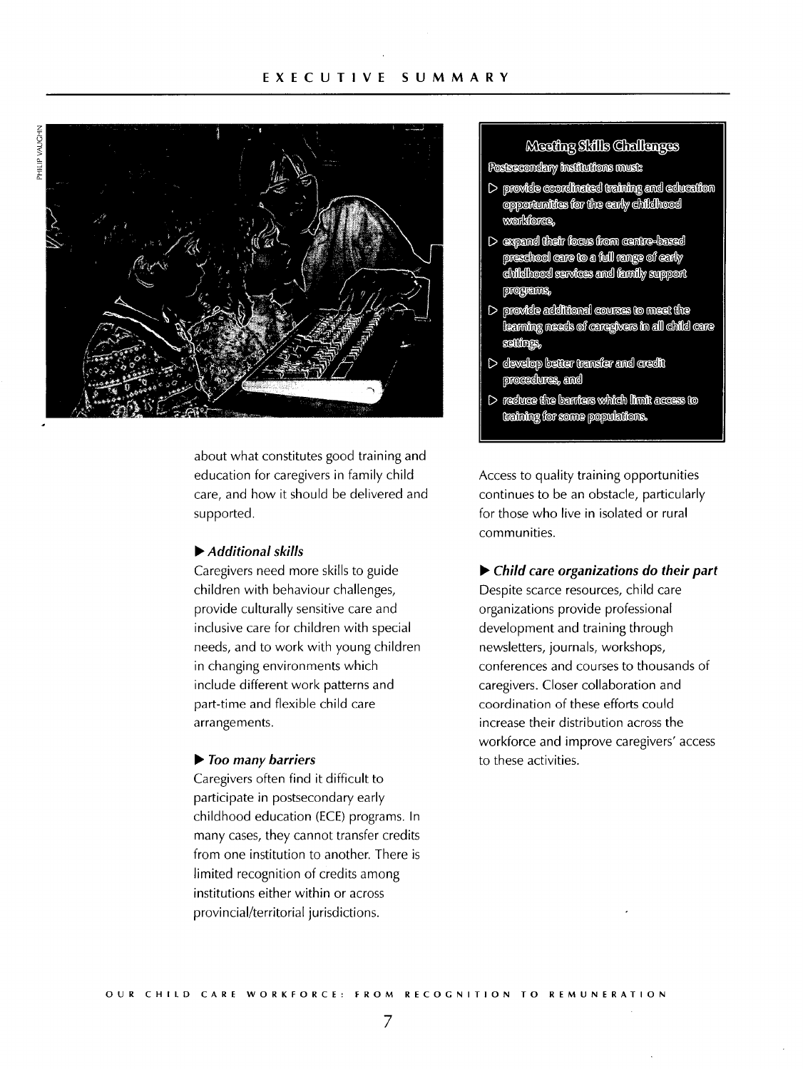## Meeting Skills Challenges

Postsecondary institutions must:

- provide coordinated training and education opportunities for the early childhood workforce,
- expand their focus from centre-based preschool care to a full range of early childhood services and family support programs,
- provide additional courses to meet the learning needs of caregivers in all child care settings,
- develop better transfer and credit procedures, and
- reduce the barriers which limit access to training for some populations.

about what constitutes good training and education for caregivers in family child care, and how it should be delivered and supported.

### ▶ *Additional skills*

Caregivers need more skills to guide children with behaviour challenges, provide culturally sensitive care and inclusive care for children with special needs, and to work with young children in changing environments which include different work patterns and part-time and flexible child care arrangements.

### ▶ *Too many barriers*

Caregivers often find it difficult to participate in postsecondary early childhood education (ECE) programs. In many cases, they cannot transfer credits from one institution to another. There is limited recognition of credits among institutions either within or across provincial/territorial jurisdictions.

Access to quality training opportunities continues to be an obstacle, particularly for those who live in isolated or rural communities.

### ▶ *Child care organizations do their part*

Despite scarce resources, child care organizations provide professional development and training through newsletters, journals, workshops, conferences and courses to thousands of caregivers. Closer collaboration and coordination of these efforts could increase their distribution across the workforce and improve caregivers' access to these activities.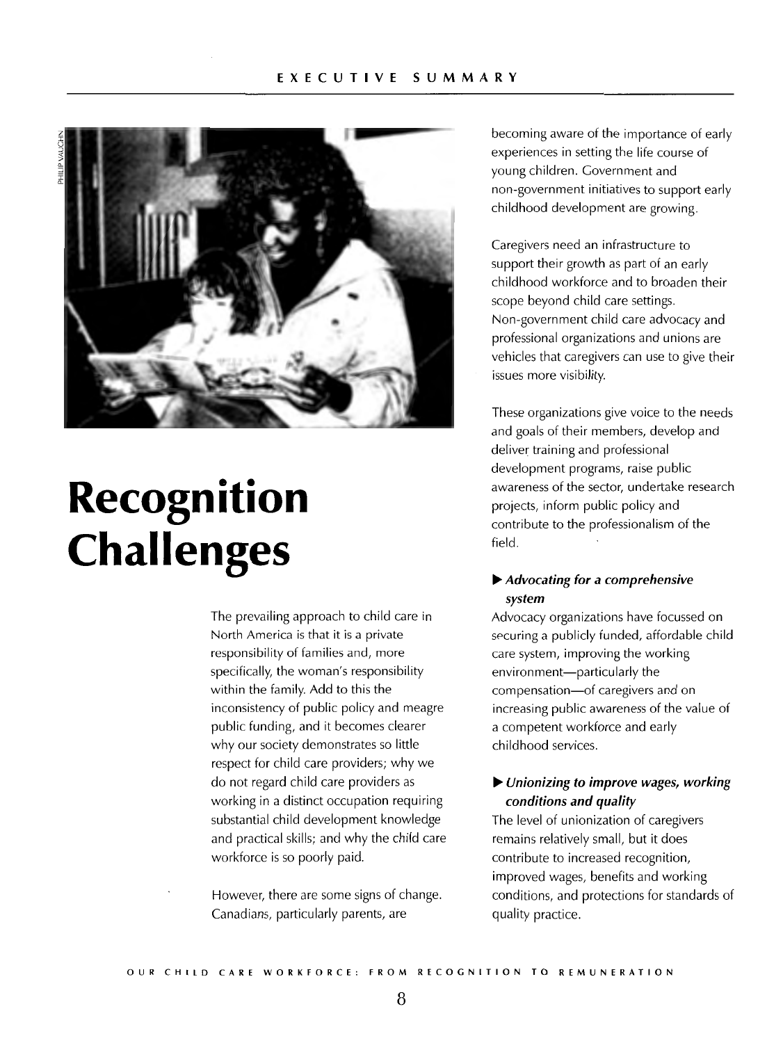# Recognition Challenges

The prevailing approach to child care in North America is that it is a private responsibility of families and, more specifically, the woman's responsibility within the family. Add to this the inconsistency of public policy and meagre public funding, and it becomes clearer why our society demonstrates so little respect for child care providers; why we do not regard child care providers as working in a distinct occupation requiring substantial child development knowledge and practical skills; and why the child care workforce is so poorly paid.

However, there are some signs of change. Canadians, particularly parents, are becoming aware of the importance of early experiences in setting the life course of young children. Government and non-government initiatives to support early childhood development are growing.

Caregivers need an infrastructure to support their growth as part of an early childhood workforce and to broaden their scope beyond child care settings. Non-government child care advocacy and professional organizations and unions are vehicles that caregivers can use to give their issues more visibility.

These organizations give voice to the needs and goals of their members, develop and deliver training and professional development programs, raise public awareness of the sector, undertake research projects, inform public policy and contribute to the professionalism of the field.

### ▶ *Advocating for a comprehensive system*

Advocacy organizations have focussed on securing a publicly funded, affordable child care system, improving the working environment—particularly the compensation—of caregivers and on increasing public awareness of the value of a competent workforce and early childhood services.

### ▶ *Unionizing to improve wages, working conditions and quality*

The level of unionization of caregivers remains relatively small, but it does contribute to increased recognition, improved wages, benefits and working conditions, and protections for standards of quality practice.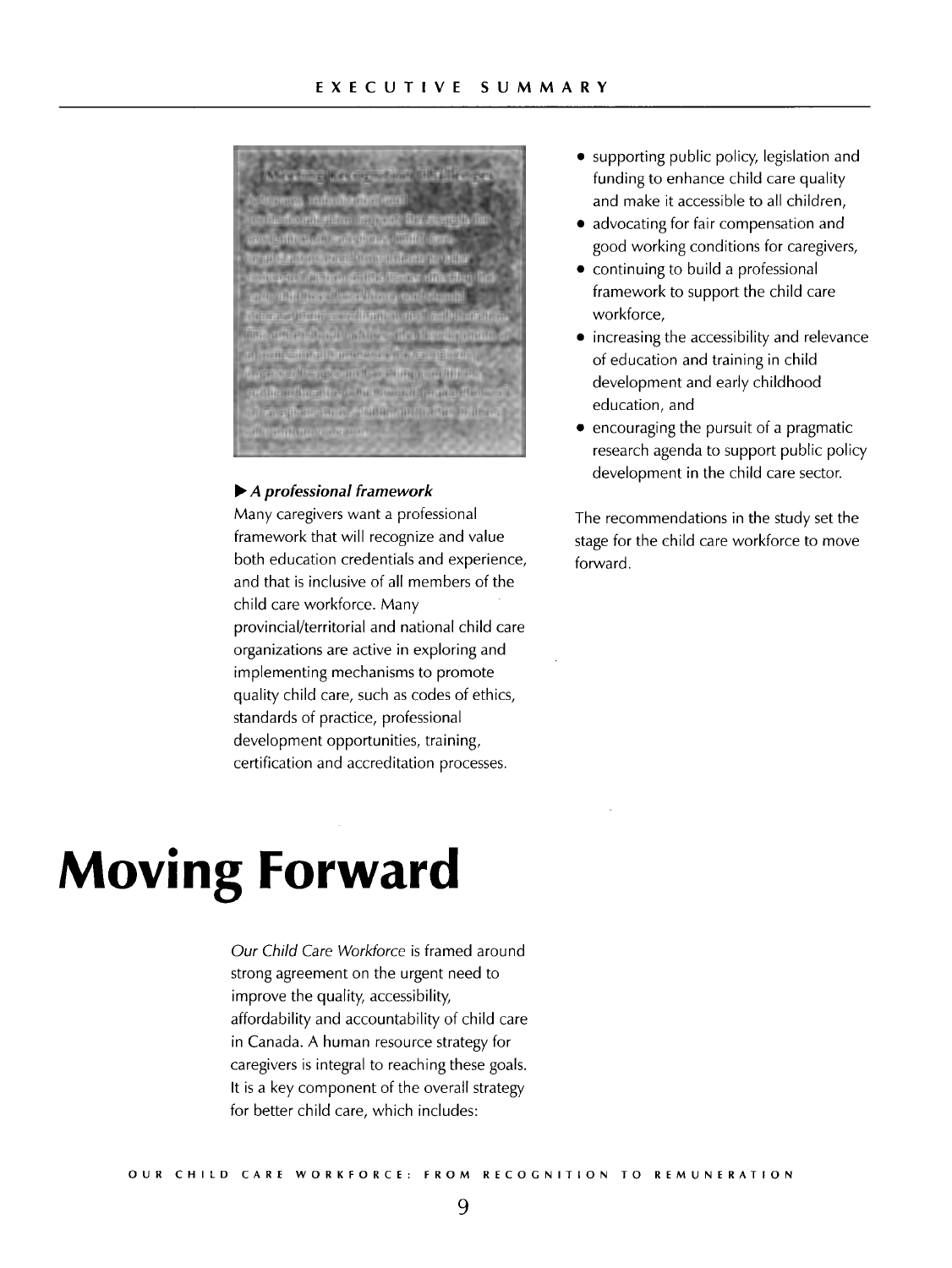▶ ***A professional framework***

Many caregivers want a professional framework that will recognize and value both education credentials and experience, and that is inclusive of all members of the child care workforce. Many provincial/territorial and national child care organizations are active in exploring and implementing mechanisms to promote quality child care, such as codes of ethics, standards of practice, professional development opportunities, training, certification and accreditation processes.

# Moving Forward

*Our Child Care Workforce* is framed around strong agreement on the urgent need to improve the quality, accessibility, affordability and accountability of child care in Canada. A human resource strategy for caregivers is integral to reaching these goals. It is a key component of the overall strategy for better child care, which includes:

- supporting public policy, legislation and funding to enhance child care quality and make it accessible to all children,
- advocating for fair compensation and good working conditions for caregivers,
- continuing to build a professional framework to support the child care workforce,
- increasing the accessibility and relevance of education and training in child development and early childhood education, and
- encouraging the pursuit of a pragmatic research agenda to support public policy development in the child care sector.

The recommendations in the study set the stage for the child care workforce to move forward.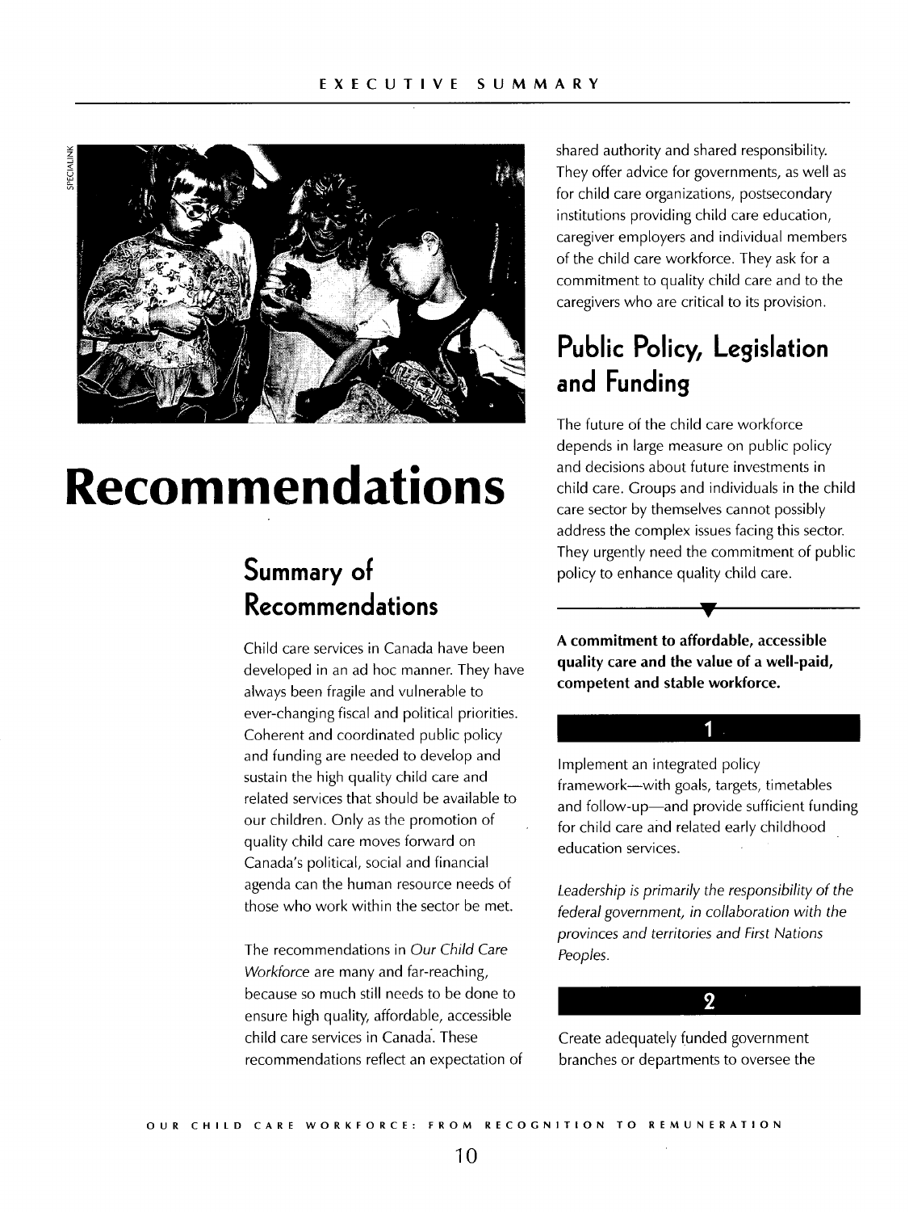# Recommendations

## Summary of Recommendations

Child care services in Canada have been developed in an ad hoc manner. They have always been fragile and vulnerable to ever-changing fiscal and political priorities. Coherent and coordinated public policy and funding are needed to develop and sustain the high quality child care and related services that should be available to our children. Only as the promotion of quality child care moves forward on Canada's political, social and financial agenda can the human resource needs of those who work within the sector be met.

The recommendations in *Our Child Care Workforce* are many and far-reaching, because so much still needs to be done to ensure high quality, affordable, accessible child care services in Canada. These recommendations reflect an expectation of shared authority and shared responsibility. They offer advice for governments, as well as for child care organizations, postsecondary institutions providing child care education, caregiver employers and individual members of the child care workforce. They ask for a commitment to quality child care and to the caregivers who are critical to its provision.

## Public Policy, Legislation and Funding

The future of the child care workforce depends in large measure on public policy and decisions about future investments in child care. Groups and individuals in the child care sector by themselves cannot possibly address the complex issues facing this sector. They urgently need the commitment of public policy to enhance quality child care.

**A commitment to affordable, accessible quality care and the value of a well-paid, competent and stable workforce.**

**1**

Implement an integrated policy framework—with goals, targets, timetables and follow-up—and provide sufficient funding for child care and related early childhood education services.

*Leadership is primarily the responsibility of the federal government, in collaboration with the provinces and territories and First Nations Peoples.*

**2**

Create adequately funded government branches or departments to oversee the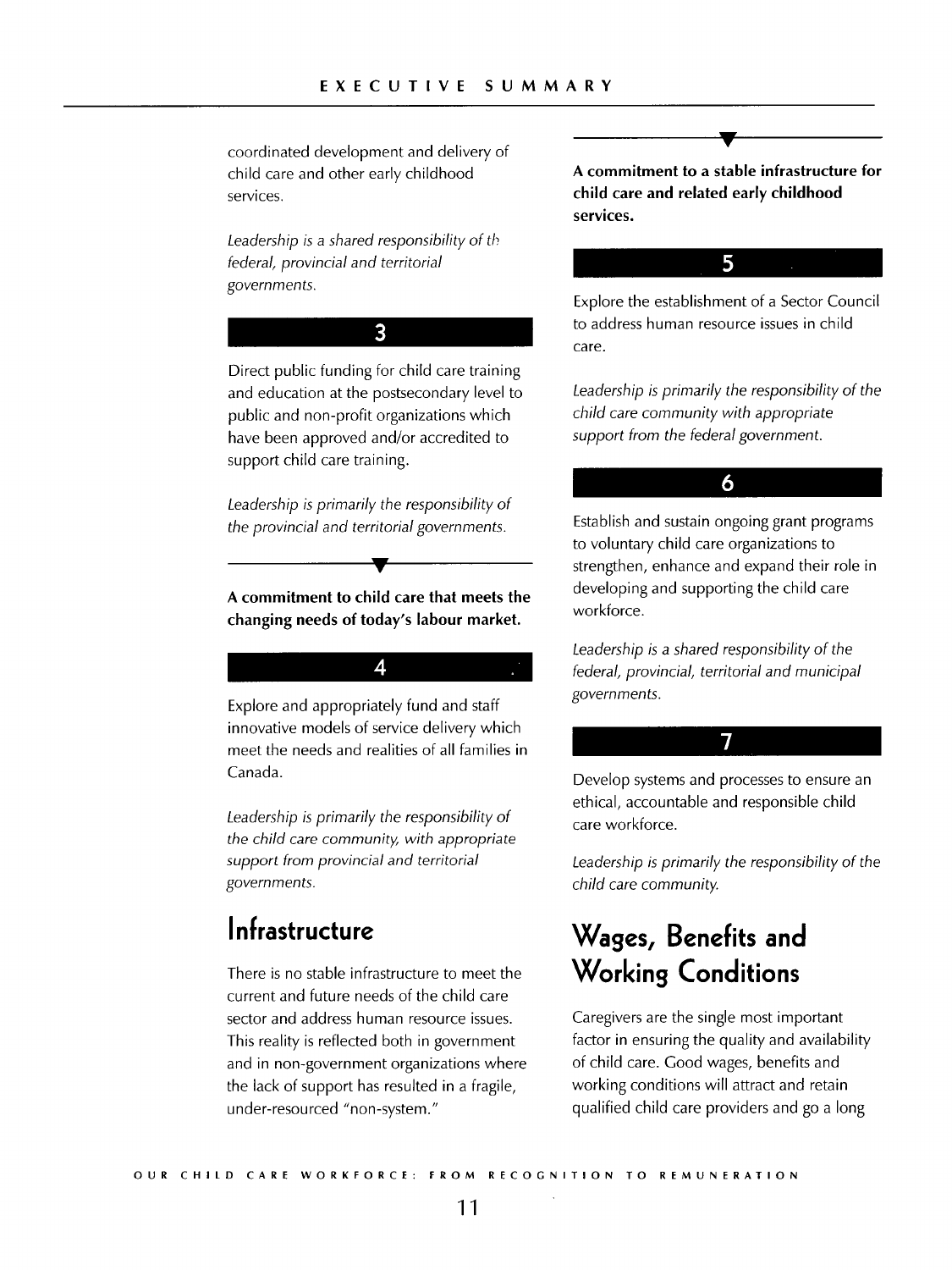coordinated development and delivery of child care and other early childhood services.

*Leadership is a shared responsibility of th federal, provincial and territorial governments.*

### 3

Direct public funding for child care training and education at the postsecondary level to public and non-profit organizations which have been approved and/or accredited to support child care training.

*Leadership is primarily the responsibility of the provincial and territorial governments.*

**A commitment to child care that meets the changing needs of today's labour market.**

### 4

Explore and appropriately fund and staff innovative models of service delivery which meet the needs and realities of all families in Canada.

*Leadership is primarily the responsibility of the child care community, with appropriate support from provincial and territorial governments.*

## Infrastructure

There is no stable infrastructure to meet the current and future needs of the child care sector and address human resource issues. This reality is reflected both in government and in non-government organizations where the lack of support has resulted in a fragile, under-resourced "non-system."

**A commitment to a stable infrastructure for child care and related early childhood services.**

### 5

Explore the establishment of a Sector Council to address human resource issues in child care.

*Leadership is primarily the responsibility of the child care community with appropriate support from the federal government.*

### 6

Establish and sustain ongoing grant programs to voluntary child care organizations to strengthen, enhance and expand their role in developing and supporting the child care workforce.

*Leadership is a shared responsibility of the federal, provincial, territorial and municipal governments.*

### 7

Develop systems and processes to ensure an ethical, accountable and responsible child care workforce.

*Leadership is primarily the responsibility of the child care community.*

## Wages, Benefits and Working Conditions

Caregivers are the single most important factor in ensuring the quality and availability of child care. Good wages, benefits and working conditions will attract and retain qualified child care providers and go a long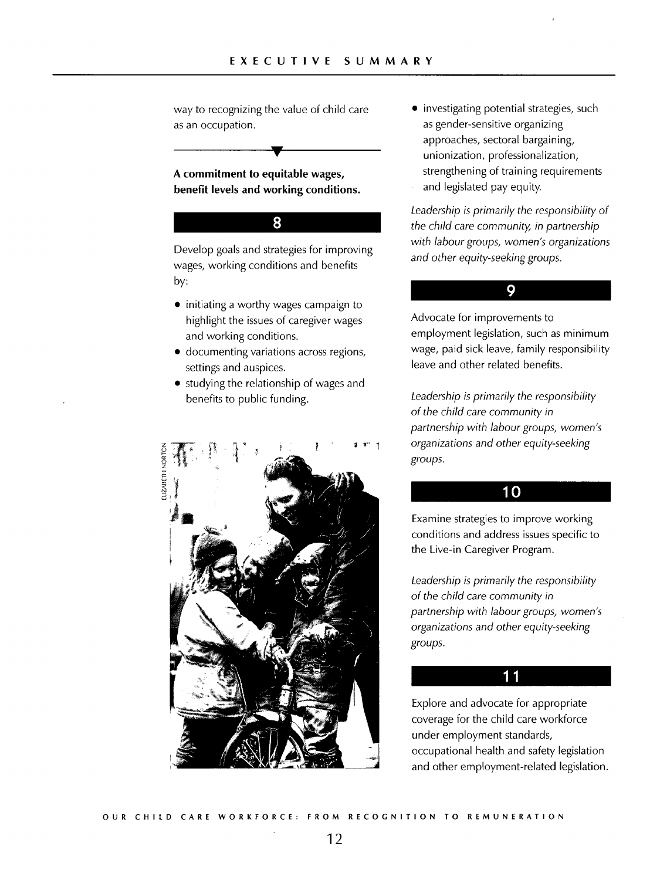way to recognizing the value of child care as an occupation.

**A commitment to equitable wages, benefit levels and working conditions.**

## 8

Develop goals and strategies for improving wages, working conditions and benefits by:

- initiating a worthy wages campaign to highlight the issues of caregiver wages and working conditions.
- documenting variations across regions, settings and auspices.
- studying the relationship of wages and benefits to public funding.
- investigating potential strategies, such as gender-sensitive organizing approaches, sectoral bargaining, unionization, professionalization, strengthening of training requirements and legislated pay equity.

*Leadership is primarily the responsibility of the child care community, in partnership with labour groups, women's organizations and other equity-seeking groups.*

## 9

Advocate for improvements to employment legislation, such as minimum wage, paid sick leave, family responsibility leave and other related benefits.

*Leadership is primarily the responsibility of the child care community in partnership with labour groups, women's organizations and other equity-seeking groups.*

## 10

Examine strategies to improve working conditions and address issues specific to the Live-in Caregiver Program.

*Leadership is primarily the responsibility of the child care community in partnership with labour groups, women's organizations and other equity-seeking groups.*

## 11

Explore and advocate for appropriate coverage for the child care workforce under employment standards, occupational health and safety legislation and other employment-related legislation.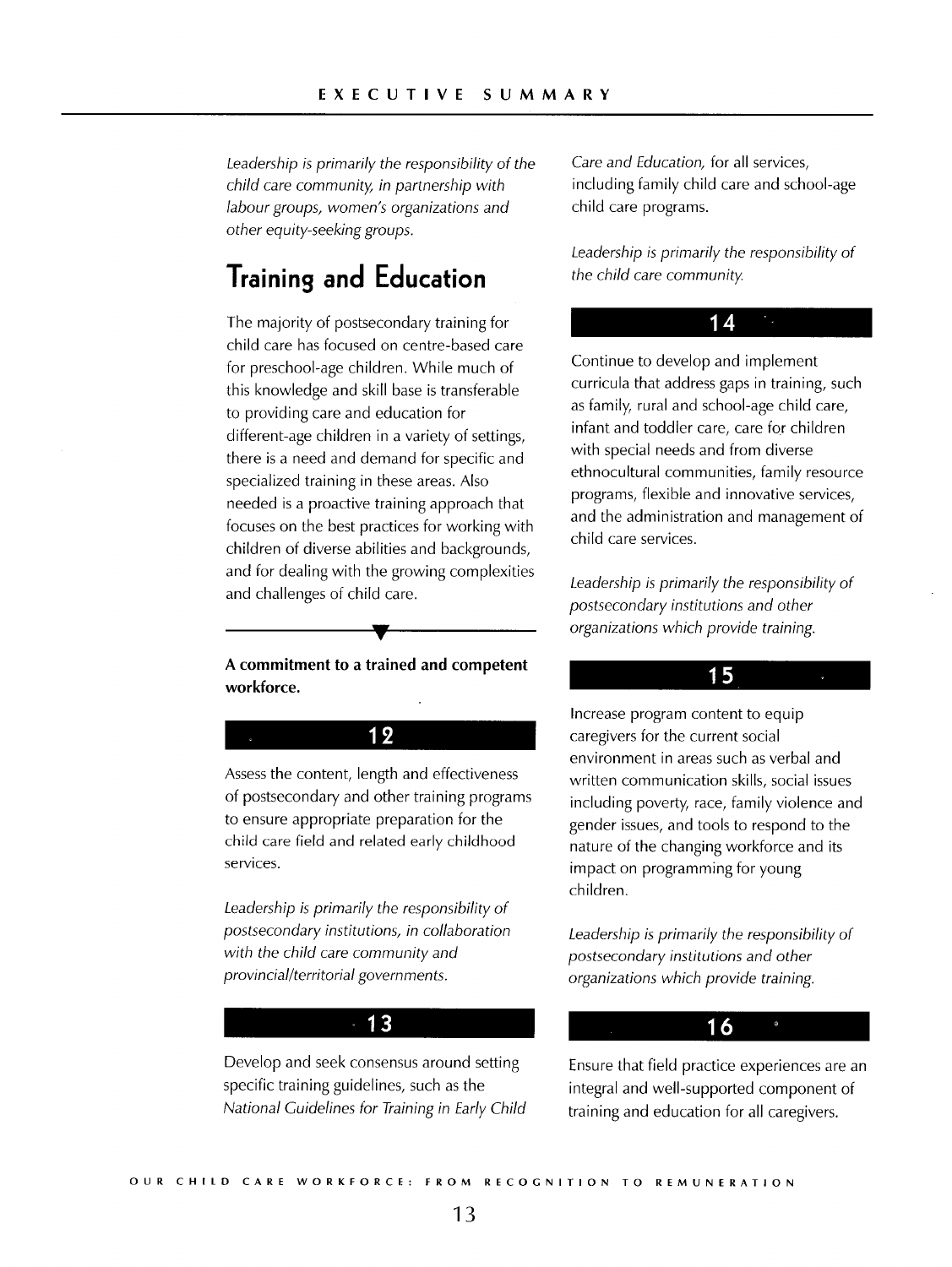*Leadership is primarily the responsibility of the child care community, in partnership with labour groups, women's organizations and other equity-seeking groups.*

## Training and Education

The majority of postsecondary training for child care has focused on centre-based care for preschool-age children. While much of this knowledge and skill base is transferable to providing care and education for different-age children in a variety of settings, there is a need and demand for specific and specialized training in these areas. Also needed is a proactive training approach that focuses on the best practices for working with children of diverse abilities and backgrounds, and for dealing with the growing complexities and challenges of child care.

**A commitment to a trained and competent workforce.**

**12**

Assess the content, length and effectiveness of postsecondary and other training programs to ensure appropriate preparation for the child care field and related early childhood services.

*Leadership is primarily the responsibility of postsecondary institutions, in collaboration with the child care community and provincial/territorial governments.*

**13**

Develop and seek consensus around setting specific training guidelines, such as the *National Guidelines for Training in Early Child Care and Education,* for all services, including family child care and school-age child care programs.

*Leadership is primarily the responsibility of the child care community.*

**14**

Continue to develop and implement curricula that address gaps in training, such as family, rural and school-age child care, infant and toddler care, care for children with special needs and from diverse ethnocultural communities, family resource programs, flexible and innovative services, and the administration and management of child care services.

*Leadership is primarily the responsibility of postsecondary institutions and other organizations which provide training.*

**15**

Increase program content to equip caregivers for the current social environment in areas such as verbal and written communication skills, social issues including poverty, race, family violence and gender issues, and tools to respond to the nature of the changing workforce and its impact on programming for young children.

*Leadership is primarily the responsibility of postsecondary institutions and other organizations which provide training.*

**16**

Ensure that field practice experiences are an integral and well-supported component of training and education for all caregivers.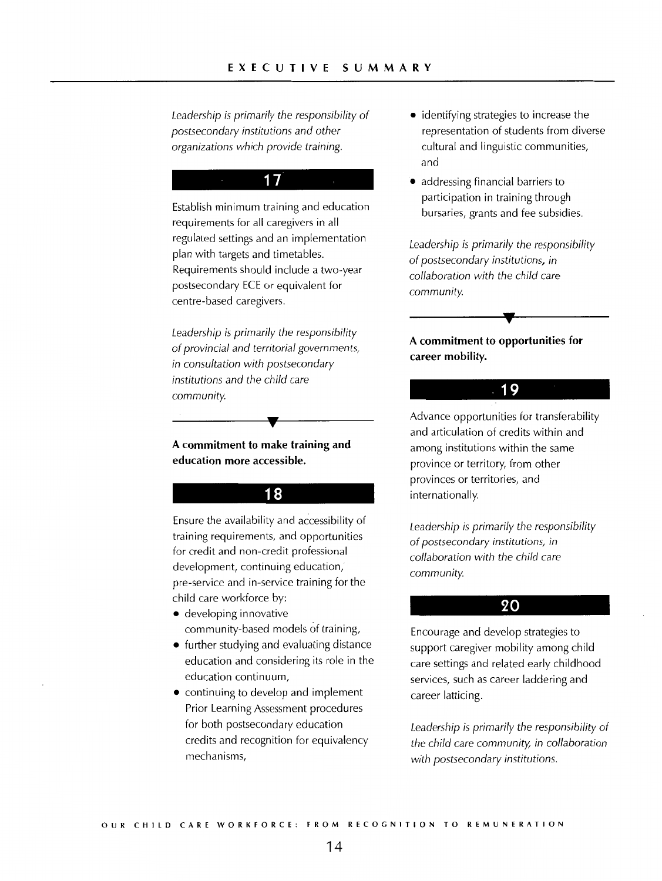*Leadership is primarily the responsibility of postsecondary institutions and other organizations which provide training.*

## 17

Establish minimum training and education requirements for all caregivers in all regulated settings and an implementation plan with targets and timetables. Requirements should include a two-year postsecondary ECE or equivalent for centre-based caregivers.

*Leadership is primarily the responsibility of provincial and territorial governments, in consultation with postsecondary institutions and the child care community.*

**A commitment to make training and education more accessible.**

## 18

Ensure the availability and accessibility of training requirements, and opportunities for credit and non-credit professional development, continuing education, pre-service and in-service training for the child care workforce by:

- developing innovative community-based models of training,
- further studying and evaluating distance education and considering its role in the education continuum,
- continuing to develop and implement Prior Learning Assessment procedures for both postsecondary education credits and recognition for equivalency mechanisms,
- identifying strategies to increase the representation of students from diverse cultural and linguistic communities, and
- addressing financial barriers to participation in training through bursaries, grants and fee subsidies.

*Leadership is primarily the responsibility of postsecondary institutions, in collaboration with the child care community.*

**A commitment to opportunities for career mobility.**

## 19

Advance opportunities for transferability and articulation of credits within and among institutions within the same province or territory, from other provinces or territories, and internationally.

*Leadership is primarily the responsibility of postsecondary institutions, in collaboration with the child care community.*

## 20

Encourage and develop strategies to support caregiver mobility among child care settings and related early childhood services, such as career laddering and career latticing.

*Leadership is primarily the responsibility of the child care community, in collaboration with postsecondary institutions.*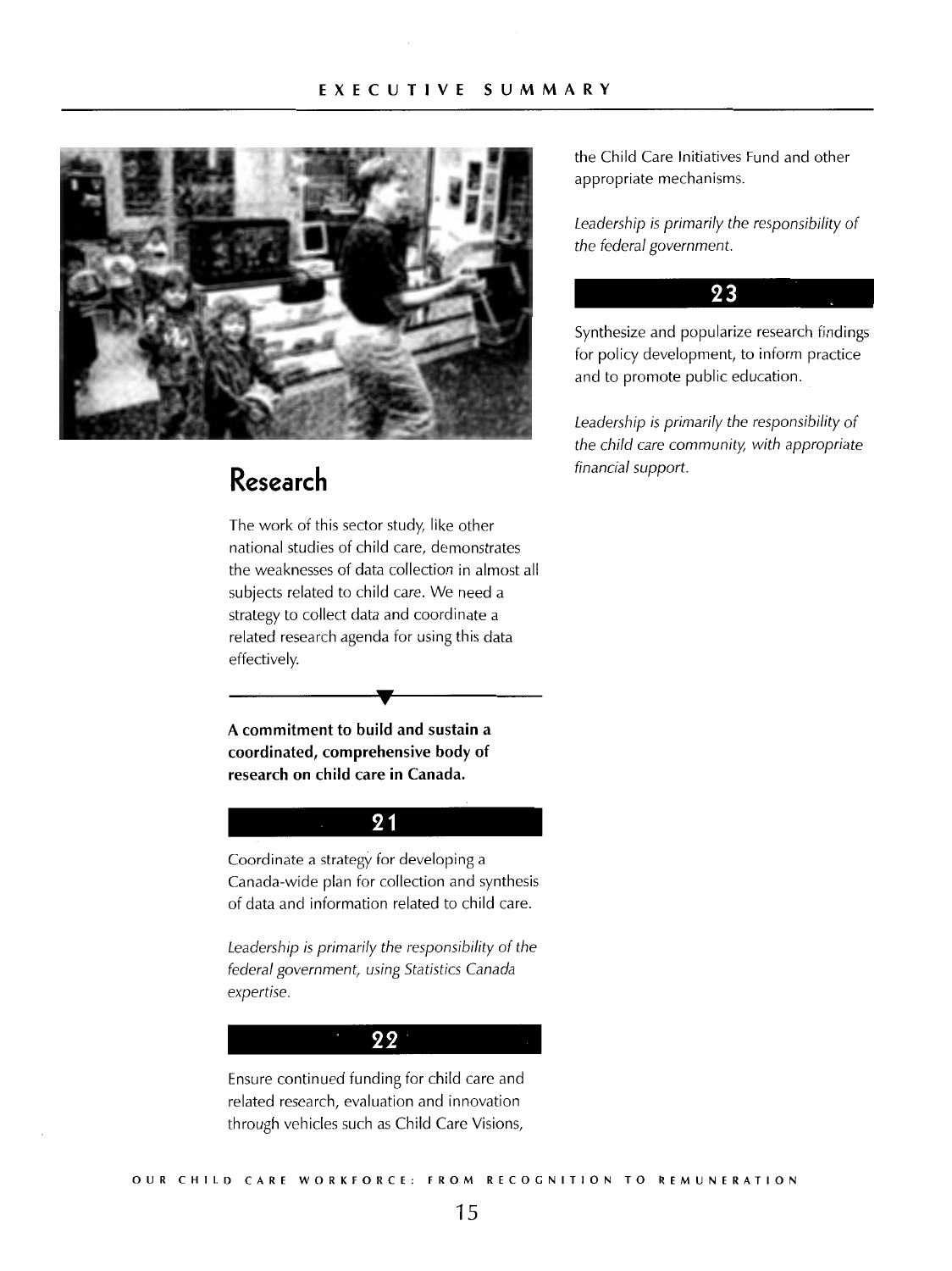## Research

The work of this sector study, like other national studies of child care, demonstrates the weaknesses of data collection in almost all subjects related to child care. We need a strategy to collect data and coordinate a related research agenda for using this data effectively.

**A commitment to build and sustain a coordinated, comprehensive body of research on child care in Canada.**

### 21

Coordinate a strategy for developing a Canada-wide plan for collection and synthesis of data and information related to child care.

*Leadership is primarily the responsibility of the federal government, using Statistics Canada expertise.*

### 22

Ensure continued funding for child care and related research, evaluation and innovation through vehicles such as Child Care Visions, the Child Care Initiatives Fund and other appropriate mechanisms.

*Leadership is primarily the responsibility of the federal government.*

### 23

Synthesize and popularize research findings for policy development, to inform practice and to promote public education.

*Leadership is primarily the responsibility of the child care community, with appropriate financial support.*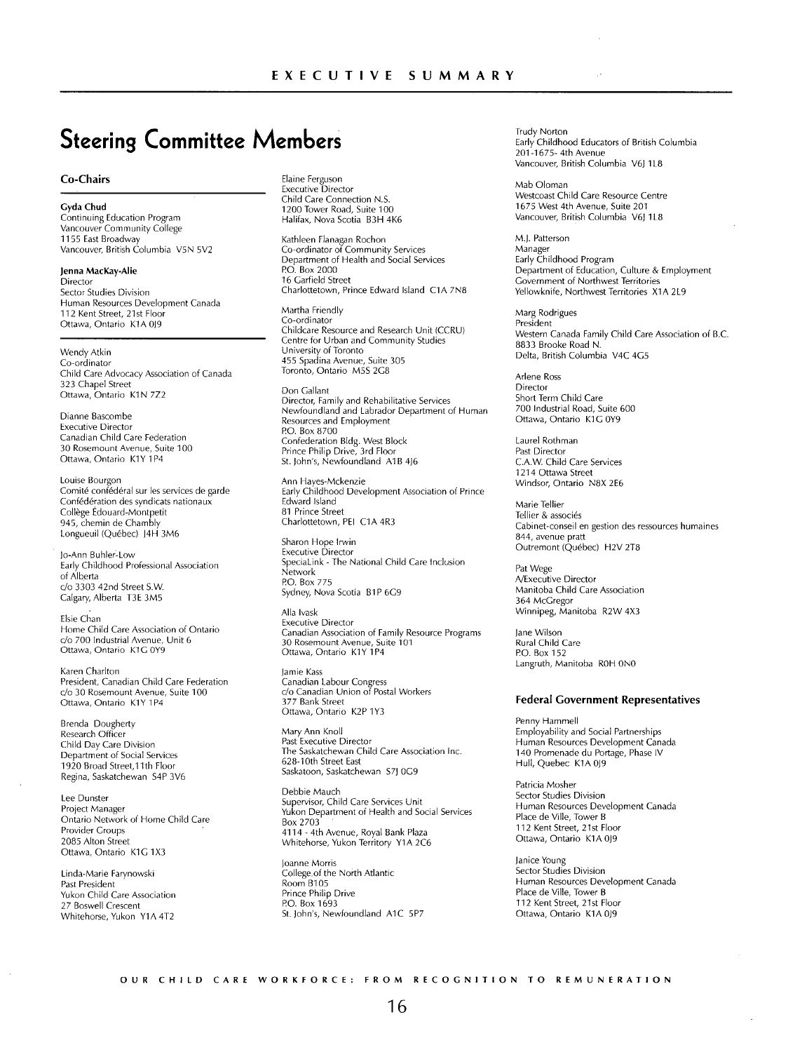# Steering Committee Members

## Co-Chairs

**Gyda Chud**
Continuing Education Program
Vancouver Community College
1155 East Broadway
Vancouver, British Columbia V5N 5V2

**Jenna MacKay-Alie**
Director
Sector Studies Division
Human Resources Development Canada
112 Kent Street, 21st Floor
Ottawa, Ontario K1A 0J9

Wendy Atkin
Co-ordinator
Child Care Advocacy Association of Canada
323 Chapel Street
Ottawa, Ontario K1N 7Z2

Dianne Bascombe
Executive Director
Canadian Child Care Federation
30 Rosemount Avenue, Suite 100
Ottawa, Ontario K1Y 1P4

Louise Bourgon
Comité confédéral sur les services de garde
Confédération des syndicats nationaux
Collège Édouard-Montpetit
945, chemin de Chambly
Longueuil (Québec) J4H 3M6

Jo-Ann Buhler-Low
Early Childhood Professional Association of Alberta
c/o 3303 42nd Street S.W.
Calgary, Alberta T3E 3M5

Elsie Chan
Home Child Care Association of Ontario
c/o 700 Industrial Avenue, Unit 6
Ottawa, Ontario K1G 0Y9

Karen Charlton
President, Canadian Child Care Federation
c/o 30 Rosemount Avenue, Suite 100
Ottawa, Ontario K1Y 1P4

Brenda Dougherty
Research Officer
Child Day Care Division
Department of Social Services
1920 Broad Street,11th Floor
Regina, Saskatchewan S4P 3V6

Lee Dunster
Project Manager
Ontario Network of Home Child Care Provider Groups
2085 Alton Street
Ottawa, Ontario K1G 1X3

Linda-Marie Farynowski
Past President
Yukon Child Care Association
27 Boswell Crescent
Whitehorse, Yukon Y1A 4T2

Elaine Ferguson
Executive Director
Child Care Connection N.S.
1200 Tower Road, Suite 100
Halifax, Nova Scotia B3H 4K6

Kathleen Flanagan Rochon
Co-ordinator of Community Services
Department of Health and Social Services
P.O. Box 2000
16 Garfield Street
Charlottetown, Prince Edward Island C1A 7N8

Martha Friendly
Co-ordinator
Childcare Resource and Research Unit (CCRU)
Centre for Urban and Community Studies
University of Toronto
455 Spadina Avenue, Suite 305
Toronto, Ontario M5S 2G8

Don Gallant
Director, Family and Rehabilitative Services
Newfoundland and Labrador Department of Human Resources and Employment
P.O. Box 8700
Confederation Bldg. West Block
Prince Philip Drive, 3rd Floor
St. John's, Newfoundland A1B 4J6

Ann Hayes-Mckenzie
Early Childhood Development Association of Prince Edward Island
81 Prince Street
Charlottetown, PEI C1A 4R3

Sharon Hope Irwin
Executive Director
SpeciaLink - The National Child Care Inclusion Network
P.O. Box 775
Sydney, Nova Scotia B1P 6G9

Alla Ivask
Executive Director
Canadian Association of Family Resource Programs
30 Rosemount Avenue, Suite 101
Ottawa, Ontario K1Y 1P4

Jamie Kass
Canadian Labour Congress
c/o Canadian Union of Postal Workers
377 Bank Street
Ottawa, Ontario K2P 1Y3

Mary Ann Knoll
Past Executive Director
The Saskatchewan Child Care Association Inc.
628-10th Street East
Saskatoon, Saskatchewan S7J 0G9

Debbie Mauch
Supervisor, Child Care Services Unit
Yukon Department of Health and Social Services
Box 2703
4114 - 4th Avenue, Royal Bank Plaza
Whitehorse, Yukon Territory Y1A 2C6

Joanne Morris
College of the North Atlantic
Room B105
Prince Philip Drive
P.O. Box 1693
St. John's, Newfoundland A1C 5P7

Trudy Norton
Early Childhood Educators of British Columbia
201-1675- 4th Avenue
Vancouver, British Columbia V6J 1L8

Mab Oloman
Westcoast Child Care Resource Centre
1675 West 4th Avenue, Suite 201
Vancouver, British Columbia V6J 1L8

M.J. Patterson
Manager
Early Childhood Program
Department of Education, Culture & Employment
Government of Northwest Territories
Yellowknife, Northwest Territories X1A 2L9

Marg Rodrigues
President
Western Canada Family Child Care Association of B.C.
8833 Brooke Road N.
Delta, British Columbia V4C 4G5

Arlene Ross
Director
Short Term Child Care
700 Industrial Road, Suite 600
Ottawa, Ontario K1G 0Y9

Laurel Rothman
Past Director
C.A.W. Child Care Services
1214 Ottawa Street
Windsor, Ontario N8X 2E6

Marie Tellier
Tellier & associés
Cabinet-conseil en gestion des ressources humaines
844, avenue pratt
Outremont (Québec) H2V 2T8

Pat Wege
A/Executive Director
Manitoba Child Care Association
364 McGregor
Winnipeg, Manitoba R2W 4X3

Jane Wilson
Rural Child Care
P.O. Box 152
Langruth, Manitoba R0H 0N0

## Federal Government Representatives

Penny Hammell
Employability and Social Partnerships
Human Resources Development Canada
140 Promenade du Portage, Phase IV
Hull, Quebec K1A 0J9

Patricia Mosher
Sector Studies Division
Human Resources Development Canada
Place de Ville, Tower B
112 Kent Street, 21st Floor
Ottawa, Ontario K1A 0J9

Janice Young
Sector Studies Division
Human Resources Development Canada
Place de Ville, Tower B
112 Kent Street, 21st Floor
Ottawa, Ontario K1A 0J9